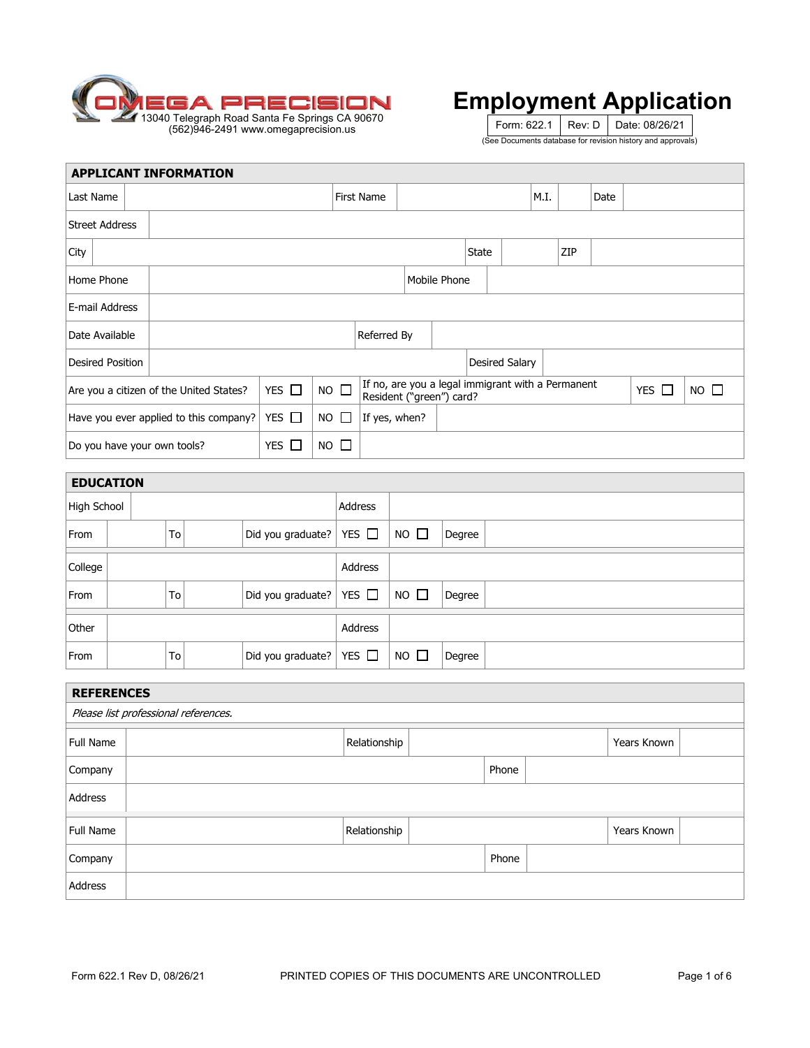OMEGA PRECISION
13040 Telegraph Road Santa Fe Springs CA 90670
(562)946-2491 www.omegaprecision.us

# Employment Application

| Form: 622.1 | Rev: D | Date: 08/26/21 |
|---|---|---|

(See Documents database for revision history and approvals)

## APPLICANT INFORMATION

| Last Name | | First Name | | M.I. | | Date | |
|---|---|---|---|---|---|---|---|
| Street Address | | | | | | | |
| City | | State | | ZIP | | | |
| Home Phone | | Mobile Phone | | | | | |
| E-mail Address | | | | | | | |
| Date Available | | Referred By | | | | | |
| Desired Position | | Desired Salary | | | | | |
| Are you a citizen of the United States? | YES ☐ | NO ☐ | If no, are you a legal immigrant with a Permanent Resident ("green") card? | YES ☐ | NO ☐ | | |
| Have you ever applied to this company? | YES ☐ | NO ☐ | If yes, when? | | | | |
| Do you have your own tools? | YES ☐ | NO ☐ | | | | | |

## EDUCATION

| High School | | | | Address | | | |
|---|---|---|---|---|---|---|---|
| From | | To | | Did you graduate? | YES ☐ | NO ☐ | Degree |
| College | | | | Address | | | |
| From | | To | | Did you graduate? | YES ☐ | NO ☐ | Degree |
| Other | | | | Address | | | |
| From | | To | | Did you graduate? | YES ☐ | NO ☐ | Degree |

## REFERENCES

*Please list professional references.*

| Full Name | | Relationship | | Years Known | |
|---|---|---|---|---|---|
| Company | | Phone | | | |
| Address | | | | | |
| Full Name | | Relationship | | Years Known | |
| Company | | Phone | | | |
| Address | | | | | |

Form 622.1 Rev D, 08/26/21 PRINTED COPIES OF THIS DOCUMENTS ARE UNCONTROLLED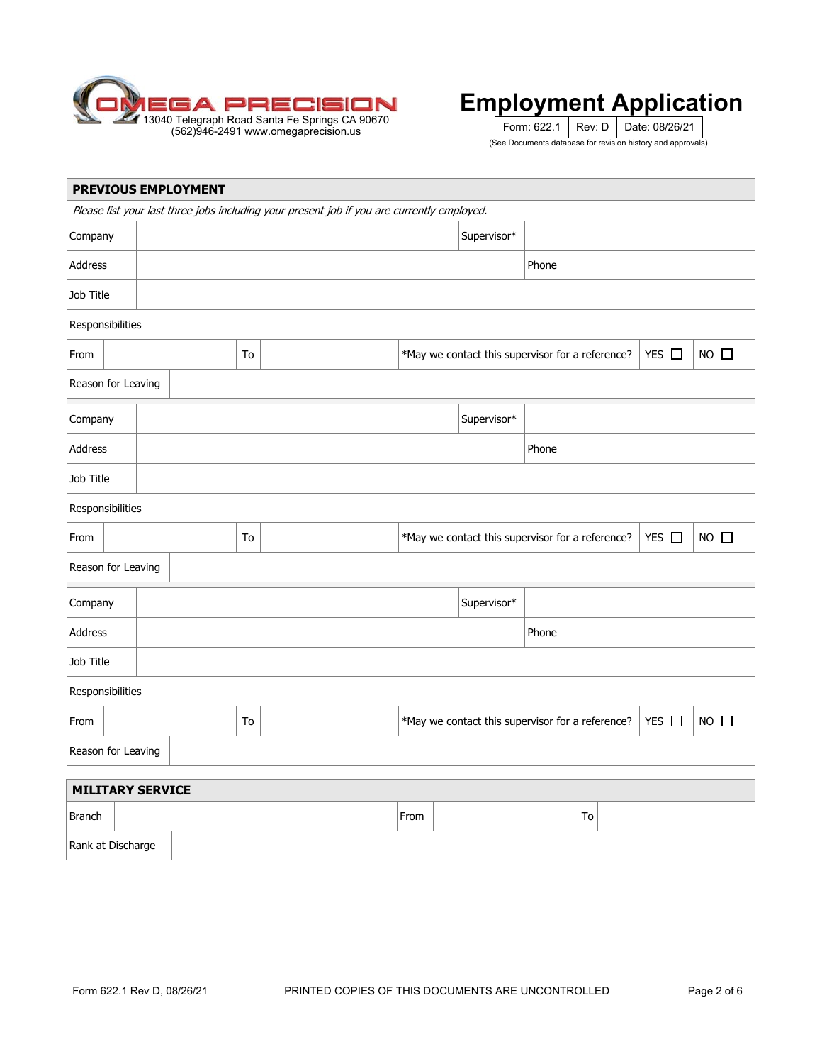**OMEGA PRECISION**
13040 Telegraph Road Santa Fe Springs CA 90670
(562)946-2491 www.omegaprecision.us

# Employment Application

| Form: 622.1 | Rev: D | Date: 08/26/21 |
|---|---|---|

(See Documents database for revision history and approvals)

## PREVIOUS EMPLOYMENT

*Please list your last three jobs including your present job if you are currently employed.*

| Company | | Supervisor* | | |
|---|---|---|---|---|
| Address | | Phone | | |
| Job Title | | | | |
| Responsibilities | | | | |
| From | | To | | *May we contact this supervisor for a reference? YES ☐ NO ☐ |
| Reason for Leaving | | | | |

| Company | | Supervisor* | | |
|---|---|---|---|---|
| Address | | Phone | | |
| Job Title | | | | |
| Responsibilities | | | | |
| From | | To | | *May we contact this supervisor for a reference? YES ☐ NO ☐ |
| Reason for Leaving | | | | |

| Company | | Supervisor* | | |
|---|---|---|---|---|
| Address | | Phone | | |
| Job Title | | | | |
| Responsibilities | | | | |
| From | | To | | *May we contact this supervisor for a reference? YES ☐ NO ☐ |
| Reason for Leaving | | | | |

## MILITARY SERVICE

| Branch | | From | | To | |
|---|---|---|---|---|---|
| Rank at Discharge | | | | | |

Form 622.1 Rev D, 08/26/21 PRINTED COPIES OF THIS DOCUMENTS ARE UNCONTROLLED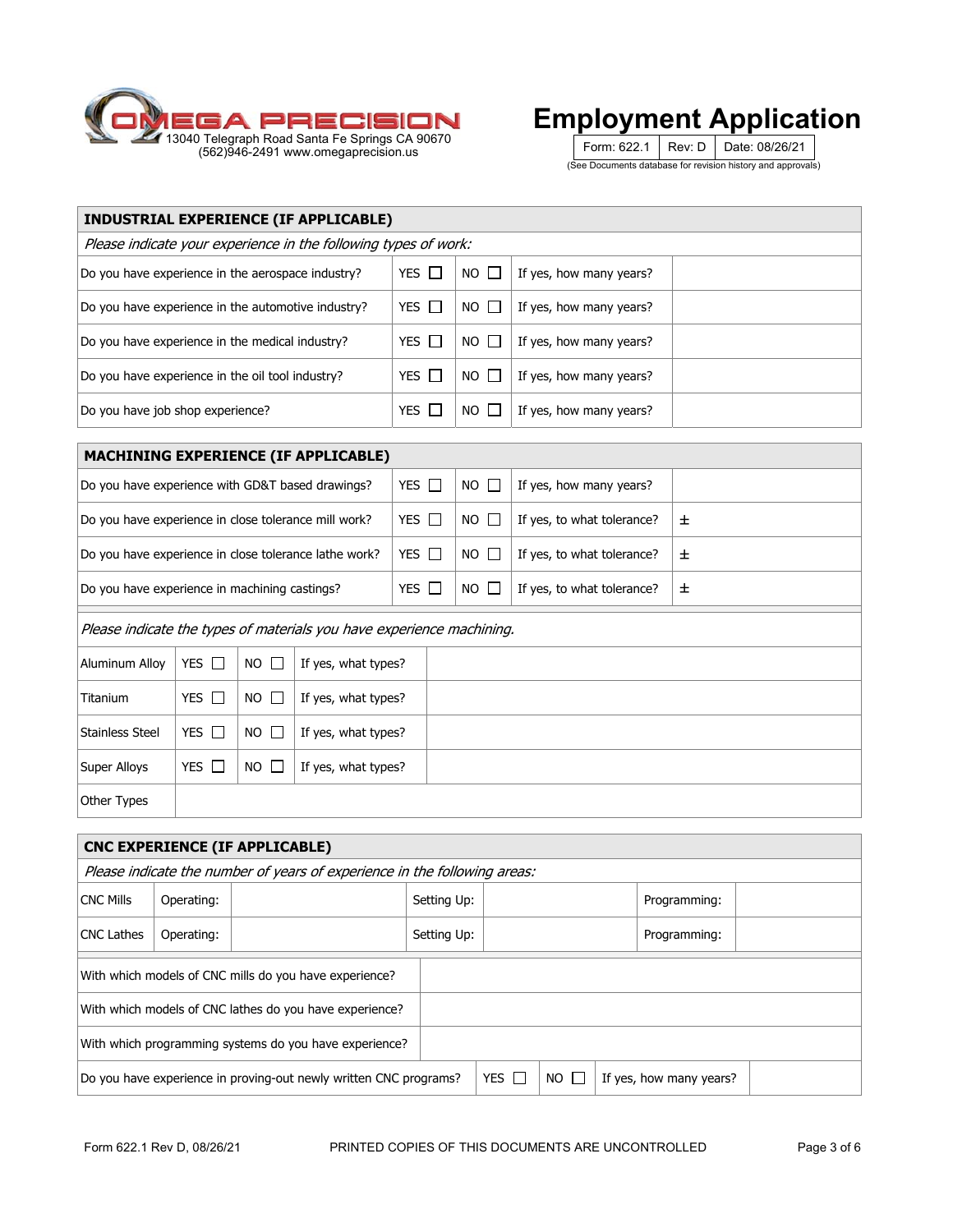# Employment Application

OMEGA PRECISION
13040 Telegraph Road Santa Fe Springs CA 90670
(562)946-2491 www.omegaprecision.us

| Form: 622.1 | Rev: D | Date: 08/26/21 |
|---|---|---|

(See Documents database for revision history and approvals)

## INDUSTRIAL EXPERIENCE (IF APPLICABLE)

*Please indicate your experience in the following types of work:*

| Question | YES | NO | | |
|---|---|---|---|---|
| Do you have experience in the aerospace industry? | YES ☐ | NO ☐ | If yes, how many years? | |
| Do you have experience in the automotive industry? | YES ☐ | NO ☐ | If yes, how many years? | |
| Do you have experience in the medical industry? | YES ☐ | NO ☐ | If yes, how many years? | |
| Do you have experience in the oil tool industry? | YES ☐ | NO ☐ | If yes, how many years? | |
| Do you have job shop experience? | YES ☐ | NO ☐ | If yes, how many years? | |

## MACHINING EXPERIENCE (IF APPLICABLE)

| Question | YES | NO | | |
|---|---|---|---|---|
| Do you have experience with GD&T based drawings? | YES ☐ | NO ☐ | If yes, how many years? | |
| Do you have experience in close tolerance mill work? | YES ☐ | NO ☐ | If yes, to what tolerance? | ± |
| Do you have experience in close tolerance lathe work? | YES ☐ | NO ☐ | If yes, to what tolerance? | ± |
| Do you have experience in machining castings? | YES ☐ | NO ☐ | If yes, to what tolerance? | ± |

*Please indicate the types of materials you have experience machining.*

| Material | YES | NO | | |
|---|---|---|---|---|
| Aluminum Alloy | YES ☐ | NO ☐ | If yes, what types? | |
| Titanium | YES ☐ | NO ☐ | If yes, what types? | |
| Stainless Steel | YES ☐ | NO ☐ | If yes, what types? | |
| Super Alloys | YES ☐ | NO ☐ | If yes, what types? | |
| Other Types | | | | |

## CNC EXPERIENCE (IF APPLICABLE)

*Please indicate the number of years of experience in the following areas:*

| | | | | | | |
|---|---|---|---|---|---|---|
| CNC Mills | Operating: | | Setting Up: | | Programming: | |
| CNC Lathes | Operating: | | Setting Up: | | Programming: | |

| Question | |
|---|---|
| With which models of CNC mills do you have experience? | |
| With which models of CNC lathes do you have experience? | |
| With which programming systems do you have experience? | |

| Question | YES | NO | | |
|---|---|---|---|---|
| Do you have experience in proving-out newly written CNC programs? | YES ☐ | NO ☐ | If yes, how many years? | |

Form 622.1 Rev D, 08/26/21 PRINTED COPIES OF THIS DOCUMENTS ARE UNCONTROLLED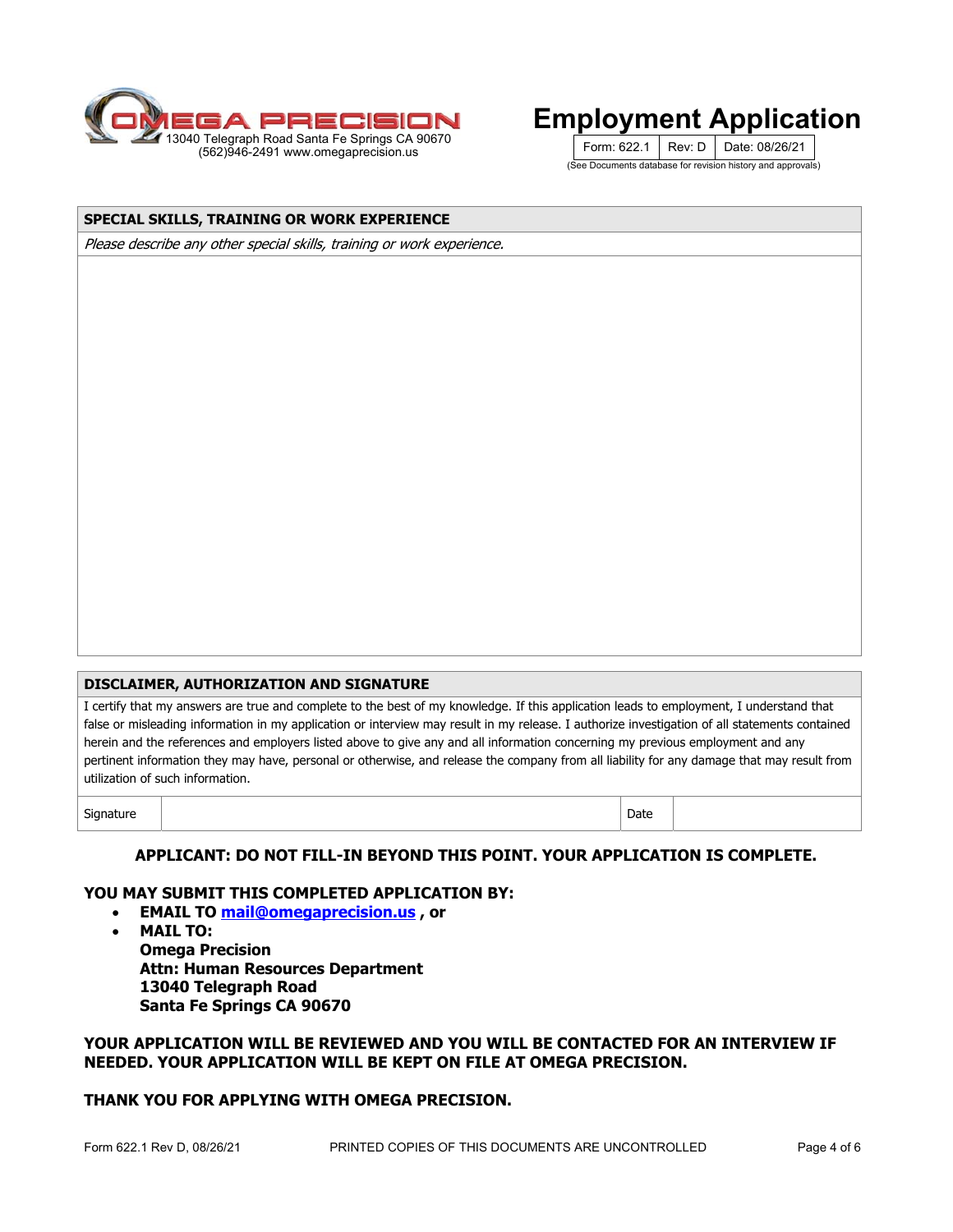**OMEGA PRECISION**
13040 Telegraph Road Santa Fe Springs CA 90670
(562)946-2491 www.omegaprecision.us

# Employment Application

| Form: 622.1 | Rev: D | Date: 08/26/21 |
|---|---|---|

(See Documents database for revision history and approvals)

## SPECIAL SKILLS, TRAINING OR WORK EXPERIENCE

*Please describe any other special skills, training or work experience.*

## DISCLAIMER, AUTHORIZATION AND SIGNATURE

I certify that my answers are true and complete to the best of my knowledge. If this application leads to employment, I understand that false or misleading information in my application or interview may result in my release. I authorize investigation of all statements contained herein and the references and employers listed above to give any and all information concerning my previous employment and any pertinent information they may have, personal or otherwise, and release the company from all liability for any damage that may result from utilization of such information.

| Signature | | Date | |
|---|---|---|---|

**APPLICANT: DO NOT FILL-IN BEYOND THIS POINT. YOUR APPLICATION IS COMPLETE.**

**YOU MAY SUBMIT THIS COMPLETED APPLICATION BY:**

- **EMAIL TO mail@omegaprecision.us , or**
- **MAIL TO:**
  **Omega Precision**
  **Attn: Human Resources Department**
  **13040 Telegraph Road**
  **Santa Fe Springs CA 90670**

**YOUR APPLICATION WILL BE REVIEWED AND YOU WILL BE CONTACTED FOR AN INTERVIEW IF NEEDED. YOUR APPLICATION WILL BE KEPT ON FILE AT OMEGA PRECISION.**

**THANK YOU FOR APPLYING WITH OMEGA PRECISION.**

PRINTED COPIES OF THIS DOCUMENTS ARE UNCONTROLLED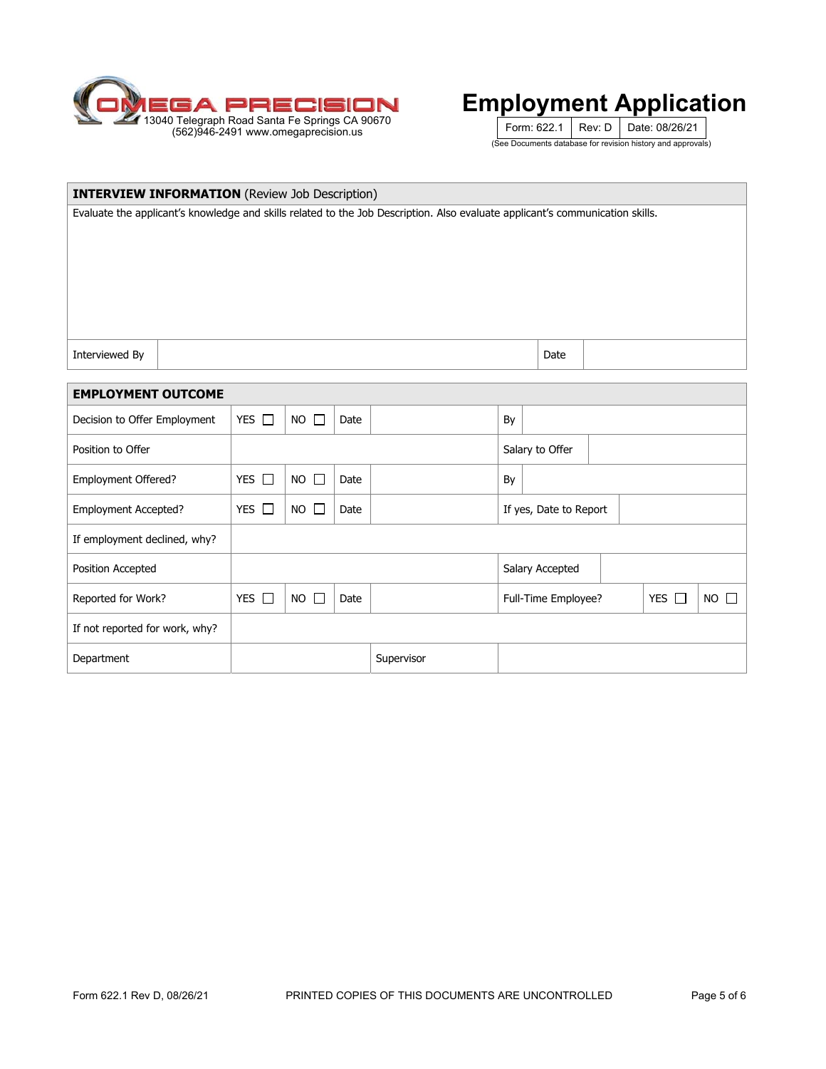OMEGA PRECISION
13040 Telegraph Road Santa Fe Springs CA 90670
(562)946-2491 www.omegaprecision.us

# Employment Application

| Form: 622.1 | Rev: D | Date: 08/26/21 |
|---|---|---|

(See Documents database for revision history and approvals)

| **INTERVIEW INFORMATION** (Review Job Description) | | | |
|---|---|---|---|
| Evaluate the applicant's knowledge and skills related to the Job Description. Also evaluate applicant's communication skills. | | | |
| Interviewed By | | Date | |

| **EMPLOYMENT OUTCOME** | | | | | | | | |
|---|---|---|---|---|---|---|---|---|
| Decision to Offer Employment | YES ☐ | NO ☐ | Date | | By | | | |
| Position to Offer | | | | | Salary to Offer | | | |
| Employment Offered? | YES ☐ | NO ☐ | Date | | By | | | |
| Employment Accepted? | YES ☐ | NO ☐ | Date | | If yes, Date to Report | | | |
| If employment declined, why? | | | | | | | | |
| Position Accepted | | | | | Salary Accepted | | | |
| Reported for Work? | YES ☐ | NO ☐ | Date | | Full-Time Employee? | | YES ☐ | NO ☐ |
| If not reported for work, why? | | | | | | | | |
| Department | | | Supervisor | | | | | |

Form 622.1 Rev D, 08/26/21 PRINTED COPIES OF THIS DOCUMENTS ARE UNCONTROLLED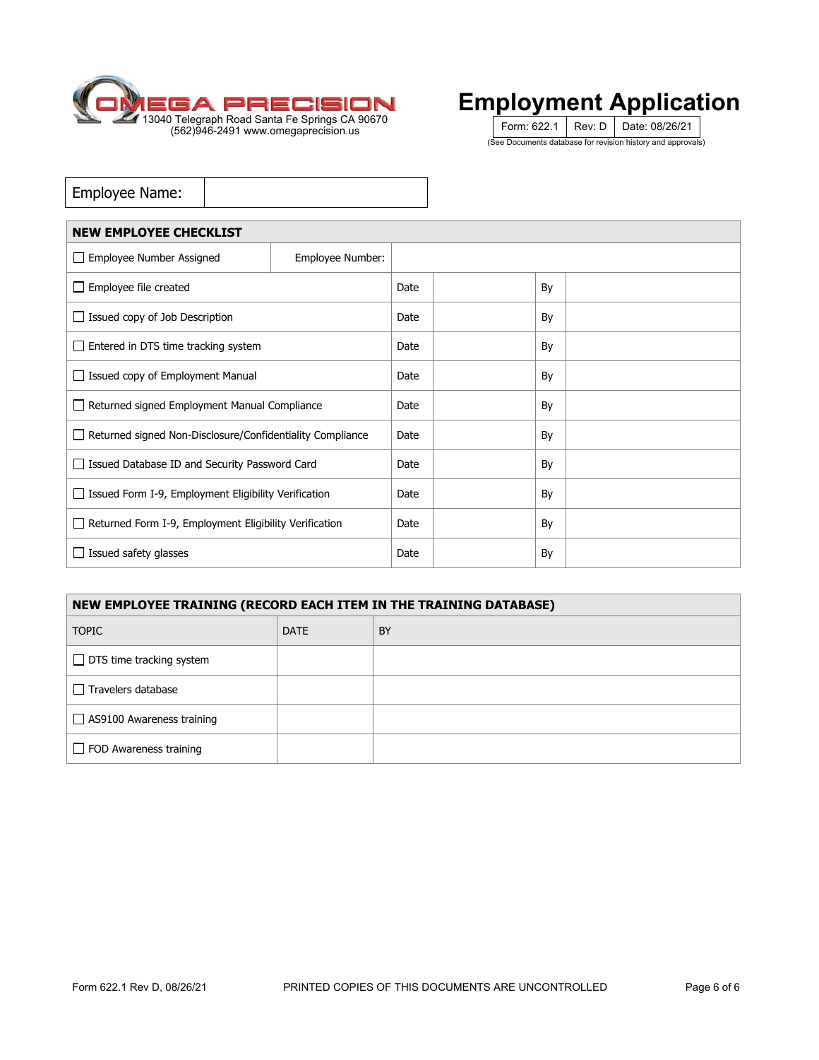OMEGA PRECISION
13040 Telegraph Road Santa Fe Springs CA 90670
(562)946-2491 www.omegaprecision.us

# Employment Application

| Form: 622.1 | Rev: D | Date: 08/26/21 |
| --- | --- | --- |

(See Documents database for revision history and approvals)

| Employee Name: | |
| --- | --- |

| NEW EMPLOYEE CHECKLIST | | | | |
| --- | --- | --- | --- | --- |
| ☐ Employee Number Assigned | Employee Number: | | | |
| ☐ Employee file created | Date | | By | |
| ☐ Issued copy of Job Description | Date | | By | |
| ☐ Entered in DTS time tracking system | Date | | By | |
| ☐ Issued copy of Employment Manual | Date | | By | |
| ☐ Returned signed Employment Manual Compliance | Date | | By | |
| ☐ Returned signed Non-Disclosure/Confidentiality Compliance | Date | | By | |
| ☐ Issued Database ID and Security Password Card | Date | | By | |
| ☐ Issued Form I-9, Employment Eligibility Verification | Date | | By | |
| ☐ Returned Form I-9, Employment Eligibility Verification | Date | | By | |
| ☐ Issued safety glasses | Date | | By | |

| NEW EMPLOYEE TRAINING (RECORD EACH ITEM IN THE TRAINING DATABASE) | | |
| --- | --- | --- |
| TOPIC | DATE | BY |
| ☐ DTS time tracking system | | |
| ☐ Travelers database | | |
| ☐ AS9100 Awareness training | | |
| ☐ FOD Awareness training | | |

PRINTED COPIES OF THIS DOCUMENTS ARE UNCONTROLLED